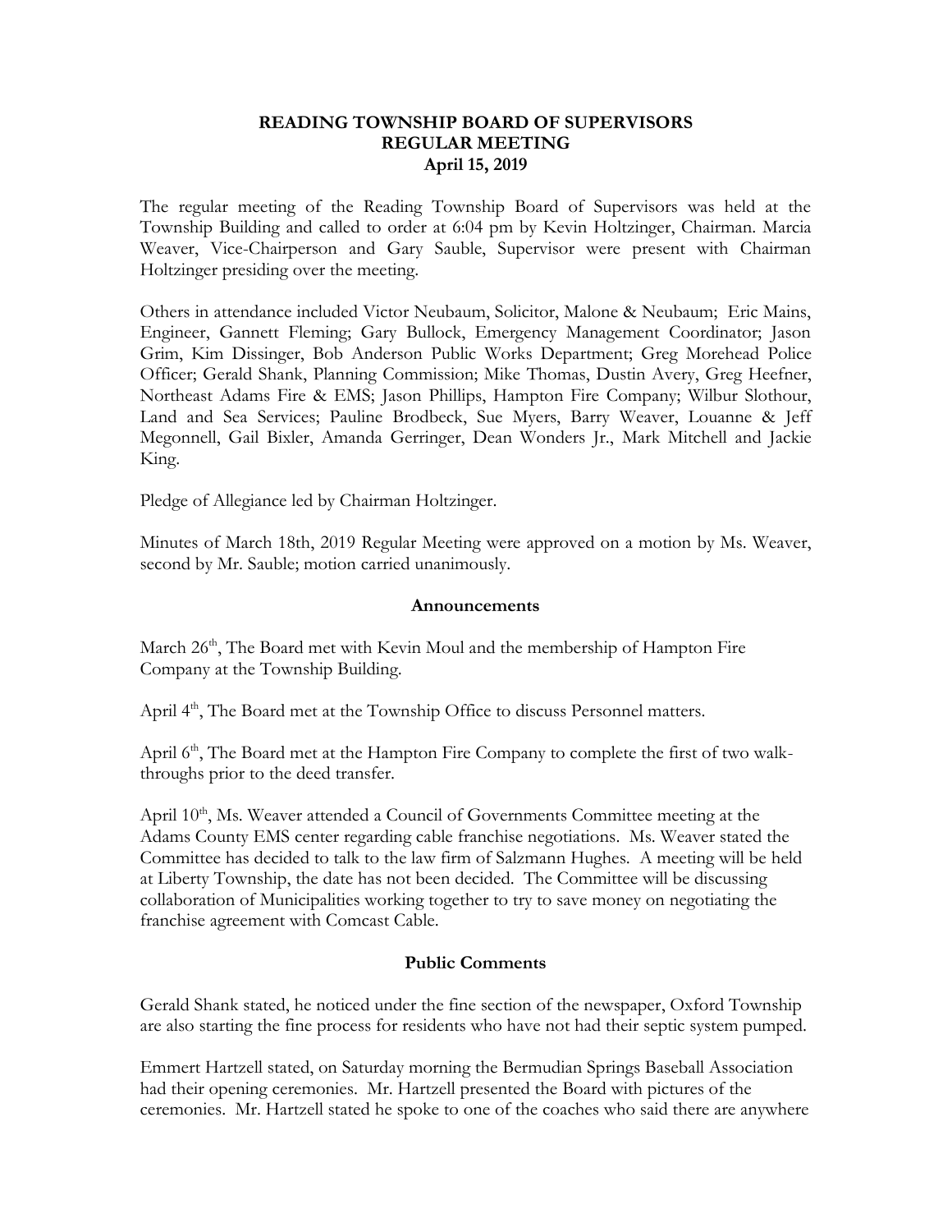**READING TOWNSHIP BOARD OF SUPERVISORS**
**REGULAR MEETING**
**April 15, 2019**

The regular meeting of the Reading Township Board of Supervisors was held at the Township Building and called to order at 6:04 pm by Kevin Holtzinger, Chairman. Marcia Weaver, Vice-Chairperson and Gary Sauble, Supervisor were present with Chairman Holtzinger presiding over the meeting.

Others in attendance included Victor Neubaum, Solicitor, Malone & Neubaum; Eric Mains, Engineer, Gannett Fleming; Gary Bullock, Emergency Management Coordinator; Jason Grim, Kim Dissinger, Bob Anderson Public Works Department; Greg Morehead Police Officer; Gerald Shank, Planning Commission; Mike Thomas, Dustin Avery, Greg Heefner, Northeast Adams Fire & EMS; Jason Phillips, Hampton Fire Company; Wilbur Slothour, Land and Sea Services; Pauline Brodbeck, Sue Myers, Barry Weaver, Louanne & Jeff Megonnell, Gail Bixler, Amanda Gerringer, Dean Wonders Jr., Mark Mitchell and Jackie King.

Pledge of Allegiance led by Chairman Holtzinger.

Minutes of March 18th, 2019 Regular Meeting were approved on a motion by Ms. Weaver, second by Mr. Sauble; motion carried unanimously.

**Announcements**

March 26th, The Board met with Kevin Moul and the membership of Hampton Fire Company at the Township Building.

April 4th, The Board met at the Township Office to discuss Personnel matters.

April 6th, The Board met at the Hampton Fire Company to complete the first of two walk-throughs prior to the deed transfer.

April 10th, Ms. Weaver attended a Council of Governments Committee meeting at the Adams County EMS center regarding cable franchise negotiations. Ms. Weaver stated the Committee has decided to talk to the law firm of Salzmann Hughes. A meeting will be held at Liberty Township, the date has not been decided. The Committee will be discussing collaboration of Municipalities working together to try to save money on negotiating the franchise agreement with Comcast Cable.

**Public Comments**

Gerald Shank stated, he noticed under the fine section of the newspaper, Oxford Township are also starting the fine process for residents who have not had their septic system pumped.

Emmert Hartzell stated, on Saturday morning the Bermudian Springs Baseball Association had their opening ceremonies. Mr. Hartzell presented the Board with pictures of the ceremonies. Mr. Hartzell stated he spoke to one of the coaches who said there are anywhere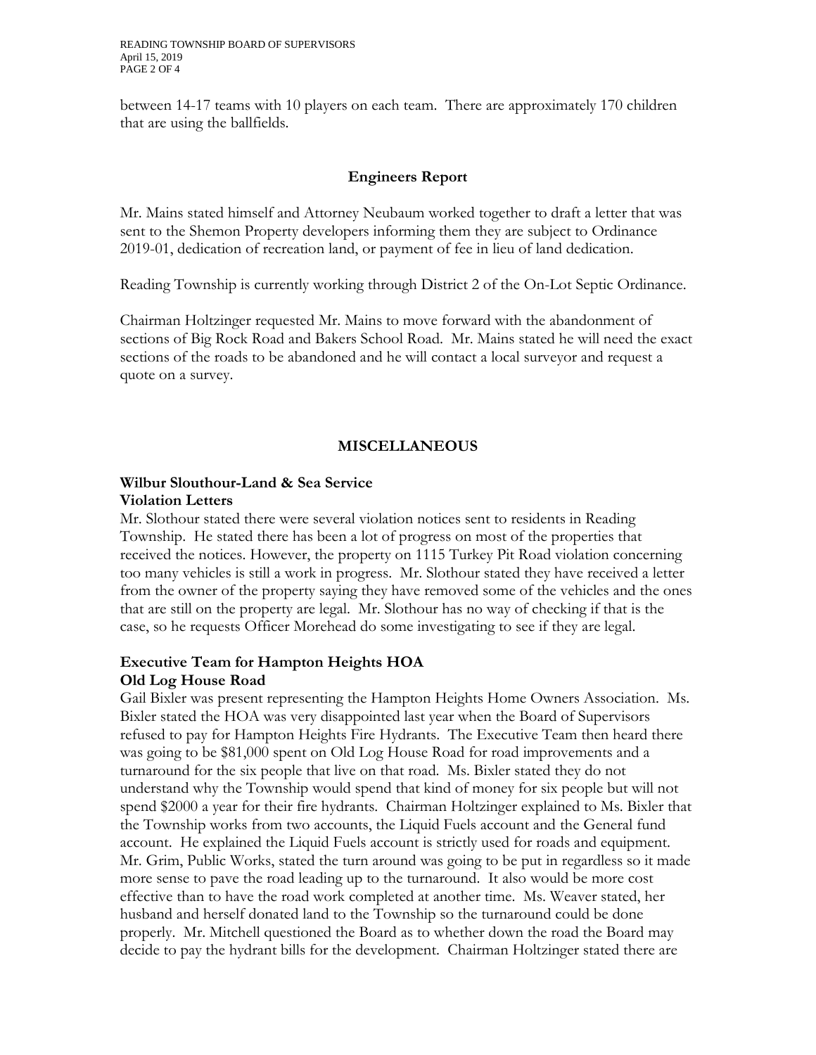between 14-17 teams with 10 players on each team. There are approximately 170 children that are using the ballfields.

## Engineers Report

Mr. Mains stated himself and Attorney Neubaum worked together to draft a letter that was sent to the Shemon Property developers informing them they are subject to Ordinance 2019-01, dedication of recreation land, or payment of fee in lieu of land dedication.

Reading Township is currently working through District 2 of the On-Lot Septic Ordinance.

Chairman Holtzinger requested Mr. Mains to move forward with the abandonment of sections of Big Rock Road and Bakers School Road. Mr. Mains stated he will need the exact sections of the roads to be abandoned and he will contact a local surveyor and request a quote on a survey.

## MISCELLANEOUS

### Wilbur Slouthour-Land & Sea Service
### Violation Letters

Mr. Slothour stated there were several violation notices sent to residents in Reading Township. He stated there has been a lot of progress on most of the properties that received the notices. However, the property on 1115 Turkey Pit Road violation concerning too many vehicles is still a work in progress. Mr. Slothour stated they have received a letter from the owner of the property saying they have removed some of the vehicles and the ones that are still on the property are legal. Mr. Slothour has no way of checking if that is the case, so he requests Officer Morehead do some investigating to see if they are legal.

### Executive Team for Hampton Heights HOA
### Old Log House Road

Gail Bixler was present representing the Hampton Heights Home Owners Association. Ms. Bixler stated the HOA was very disappointed last year when the Board of Supervisors refused to pay for Hampton Heights Fire Hydrants. The Executive Team then heard there was going to be $81,000 spent on Old Log House Road for road improvements and a turnaround for the six people that live on that road. Ms. Bixler stated they do not understand why the Township would spend that kind of money for six people but will not spend $2000 a year for their fire hydrants. Chairman Holtzinger explained to Ms. Bixler that the Township works from two accounts, the Liquid Fuels account and the General fund account. He explained the Liquid Fuels account is strictly used for roads and equipment. Mr. Grim, Public Works, stated the turn around was going to be put in regardless so it made more sense to pave the road leading up to the turnaround. It also would be more cost effective than to have the road work completed at another time. Ms. Weaver stated, her husband and herself donated land to the Township so the turnaround could be done properly. Mr. Mitchell questioned the Board as to whether down the road the Board may decide to pay the hydrant bills for the development. Chairman Holtzinger stated there are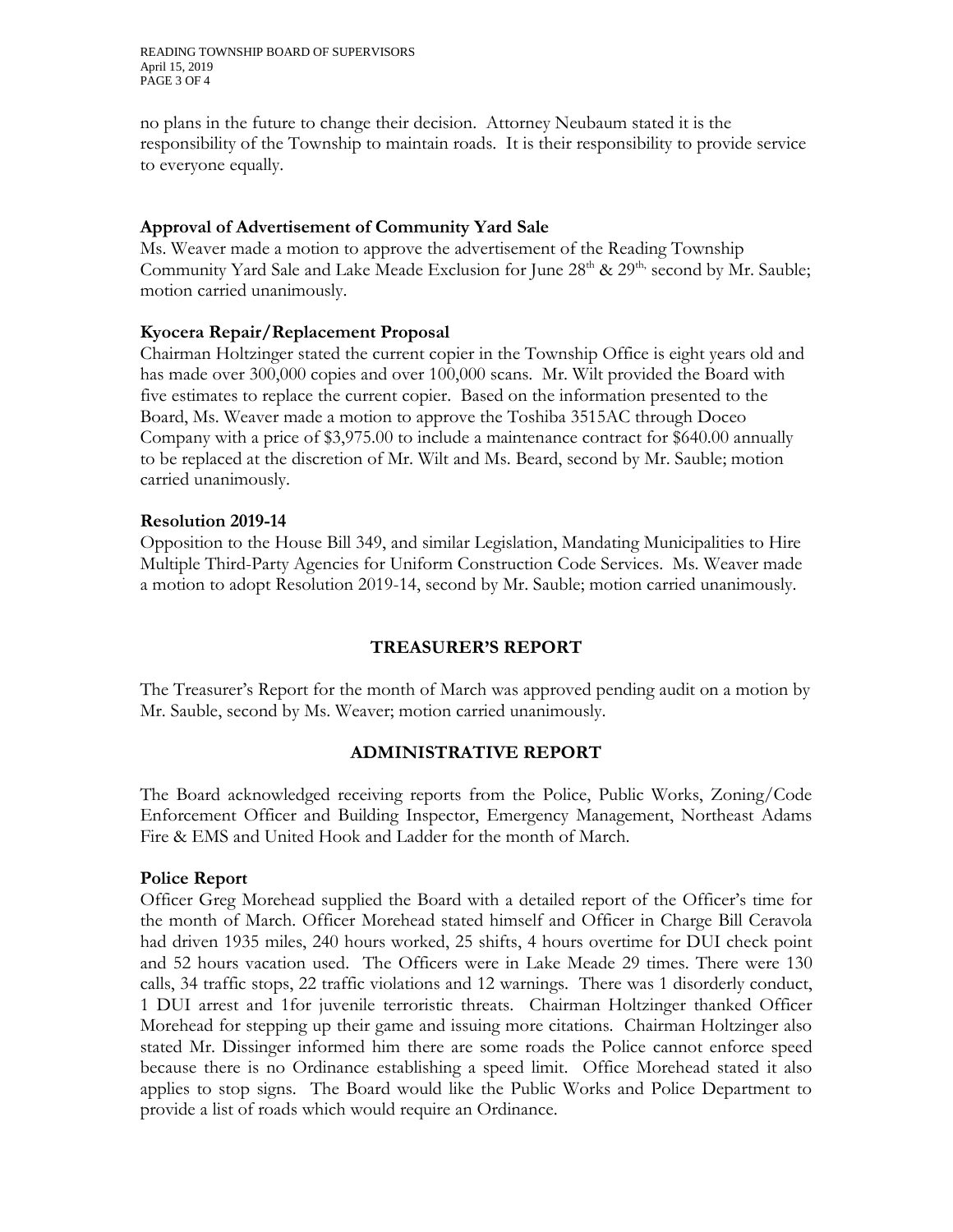no plans in the future to change their decision. Attorney Neubaum stated it is the responsibility of the Township to maintain roads. It is their responsibility to provide service to everyone equally.

### Approval of Advertisement of Community Yard Sale

Ms. Weaver made a motion to approve the advertisement of the Reading Township Community Yard Sale and Lake Meade Exclusion for June 28th & 29th, second by Mr. Sauble; motion carried unanimously.

### Kyocera Repair/Replacement Proposal

Chairman Holtzinger stated the current copier in the Township Office is eight years old and has made over 300,000 copies and over 100,000 scans. Mr. Wilt provided the Board with five estimates to replace the current copier. Based on the information presented to the Board, Ms. Weaver made a motion to approve the Toshiba 3515AC through Doceo Company with a price of $3,975.00 to include a maintenance contract for $640.00 annually to be replaced at the discretion of Mr. Wilt and Ms. Beard, second by Mr. Sauble; motion carried unanimously.

### Resolution 2019-14

Opposition to the House Bill 349, and similar Legislation, Mandating Municipalities to Hire Multiple Third-Party Agencies for Uniform Construction Code Services. Ms. Weaver made a motion to adopt Resolution 2019-14, second by Mr. Sauble; motion carried unanimously.

## TREASURER'S REPORT

The Treasurer's Report for the month of March was approved pending audit on a motion by Mr. Sauble, second by Ms. Weaver; motion carried unanimously.

## ADMINISTRATIVE REPORT

The Board acknowledged receiving reports from the Police, Public Works, Zoning/Code Enforcement Officer and Building Inspector, Emergency Management, Northeast Adams Fire & EMS and United Hook and Ladder for the month of March.

### Police Report

Officer Greg Morehead supplied the Board with a detailed report of the Officer's time for the month of March. Officer Morehead stated himself and Officer in Charge Bill Ceravola had driven 1935 miles, 240 hours worked, 25 shifts, 4 hours overtime for DUI check point and 52 hours vacation used. The Officers were in Lake Meade 29 times. There were 130 calls, 34 traffic stops, 22 traffic violations and 12 warnings. There was 1 disorderly conduct, 1 DUI arrest and 1for juvenile terroristic threats. Chairman Holtzinger thanked Officer Morehead for stepping up their game and issuing more citations. Chairman Holtzinger also stated Mr. Dissinger informed him there are some roads the Police cannot enforce speed because there is no Ordinance establishing a speed limit. Office Morehead stated it also applies to stop signs. The Board would like the Public Works and Police Department to provide a list of roads which would require an Ordinance.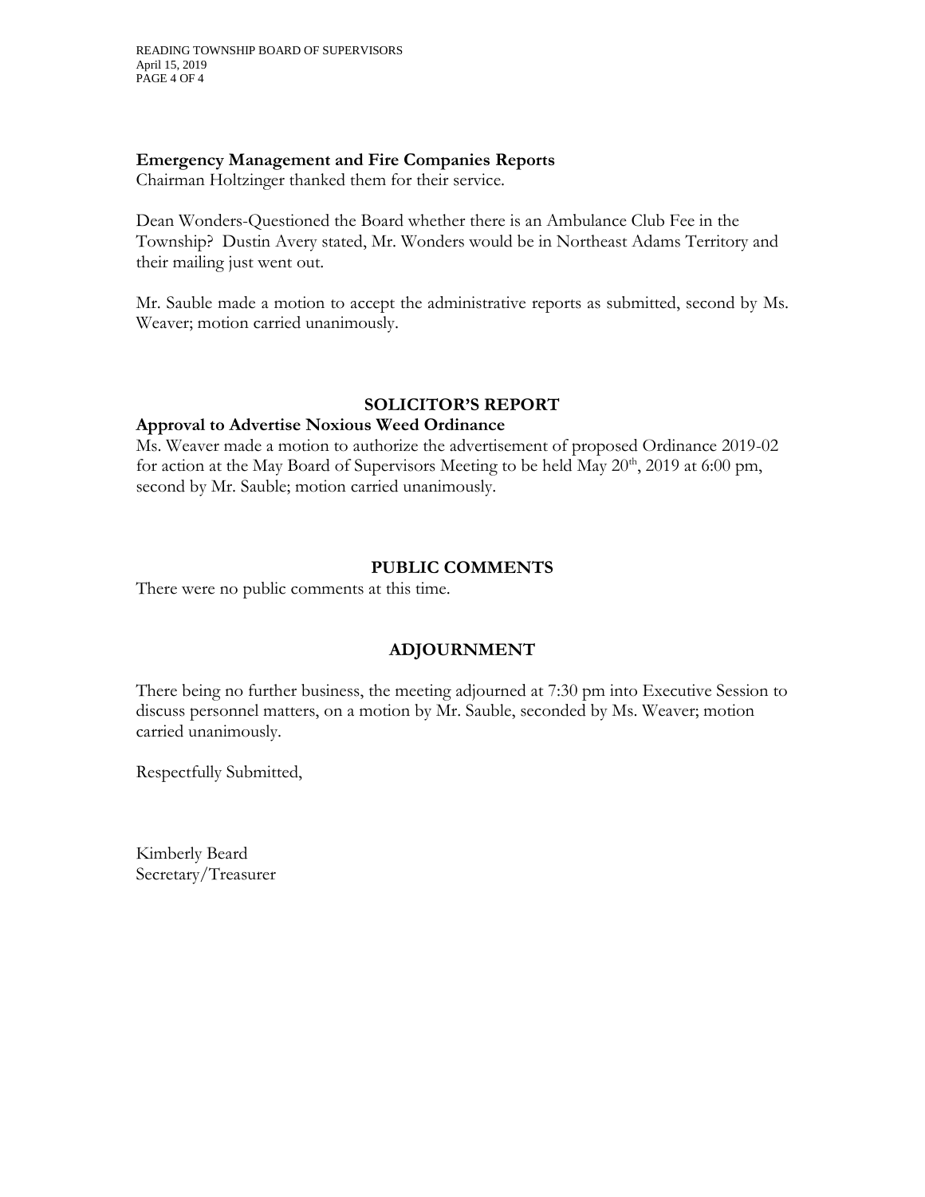**Emergency Management and Fire Companies Reports**
Chairman Holtzinger thanked them for their service.

Dean Wonders-Questioned the Board whether there is an Ambulance Club Fee in the Township? Dustin Avery stated, Mr. Wonders would be in Northeast Adams Territory and their mailing just went out.

Mr. Sauble made a motion to accept the administrative reports as submitted, second by Ms. Weaver; motion carried unanimously.

## SOLICITOR'S REPORT

**Approval to Advertise Noxious Weed Ordinance**
Ms. Weaver made a motion to authorize the advertisement of proposed Ordinance 2019-02 for action at the May Board of Supervisors Meeting to be held May 20th, 2019 at 6:00 pm, second by Mr. Sauble; motion carried unanimously.

## PUBLIC COMMENTS

There were no public comments at this time.

## ADJOURNMENT

There being no further business, the meeting adjourned at 7:30 pm into Executive Session to discuss personnel matters, on a motion by Mr. Sauble, seconded by Ms. Weaver; motion carried unanimously.

Respectfully Submitted,

Kimberly Beard
Secretary/Treasurer